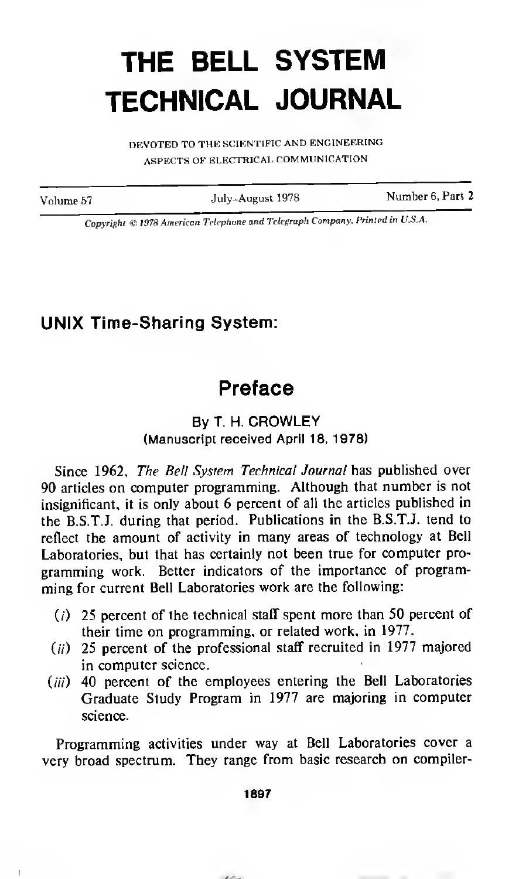# THE BELL SYSTEM TECHNICAL JOURNAL

DEVOTED TO THE SCIENTIFIC AND ENGINEERING ASPECTS OF ELECTRICAL COMMUNICATION

Volume 57 | July–August 1978 | Number 6, Part 2

*Copyright © 1978 American Telephone and Telegraph Company. Printed in U.S.A.*

## UNIX Time-Sharing System:

## Preface

By T. H. CROWLEY
(Manuscript received April 18, 1978)

Since 1962, *The Bell System Technical Journal* has published over 90 articles on computer programming. Although that number is not insignificant, it is only about 6 percent of all the articles published in the B.S.T.J. during that period. Publications in the B.S.T.J. tend to reflect the amount of activity in many areas of technology at Bell Laboratories, but that has certainly not been true for computer programming work. Better indicators of the importance of programming for current Bell Laboratories work are the following:

(*i*) 25 percent of the technical staff spent more than 50 percent of their time on programming, or related work, in 1977.

(*ii*) 25 percent of the professional staff recruited in 1977 majored in computer science.

(*iii*) 40 percent of the employees entering the Bell Laboratories Graduate Study Program in 1977 are majoring in computer science.

Programming activities under way at Bell Laboratories cover a very broad spectrum. They range from basic research on compiler-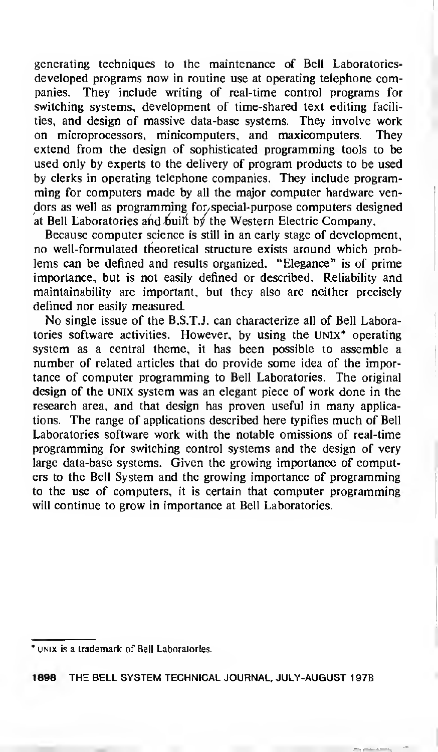generating techniques to the maintenance of Bell Laboratories-developed programs now in routine use at operating telephone companies. They include writing of real-time control programs for switching systems, development of time-shared text editing facilities, and design of massive data-base systems. They involve work on microprocessors, minicomputers, and maxicomputers. They extend from the design of sophisticated programming tools to be used only by experts to the delivery of program products to be used by clerks in operating telephone companies. They include programming for computers made by all the major computer hardware vendors as well as programming for special-purpose computers designed at Bell Laboratories and built by the Western Electric Company.

Because computer science is still in an early stage of development, no well-formulated theoretical structure exists around which problems can be defined and results organized. "Elegance" is of prime importance, but is not easily defined or described. Reliability and maintainability are important, but they also are neither precisely defined nor easily measured.

No single issue of the B.S.T.J. can characterize all of Bell Laboratories software activities. However, by using the UNIX* operating system as a central theme, it has been possible to assemble a number of related articles that do provide some idea of the importance of computer programming to Bell Laboratories. The original design of the UNIX system was an elegant piece of work done in the research area, and that design has proven useful in many applications. The range of applications described here typifies much of Bell Laboratories software work with the notable omissions of real-time programming for switching control systems and the design of very large data-base systems. Given the growing importance of computers to the Bell System and the growing importance of programming to the use of computers, it is certain that computer programming will continue to grow in importance at Bell Laboratories.

---

* UNIX is a trademark of Bell Laboratories.